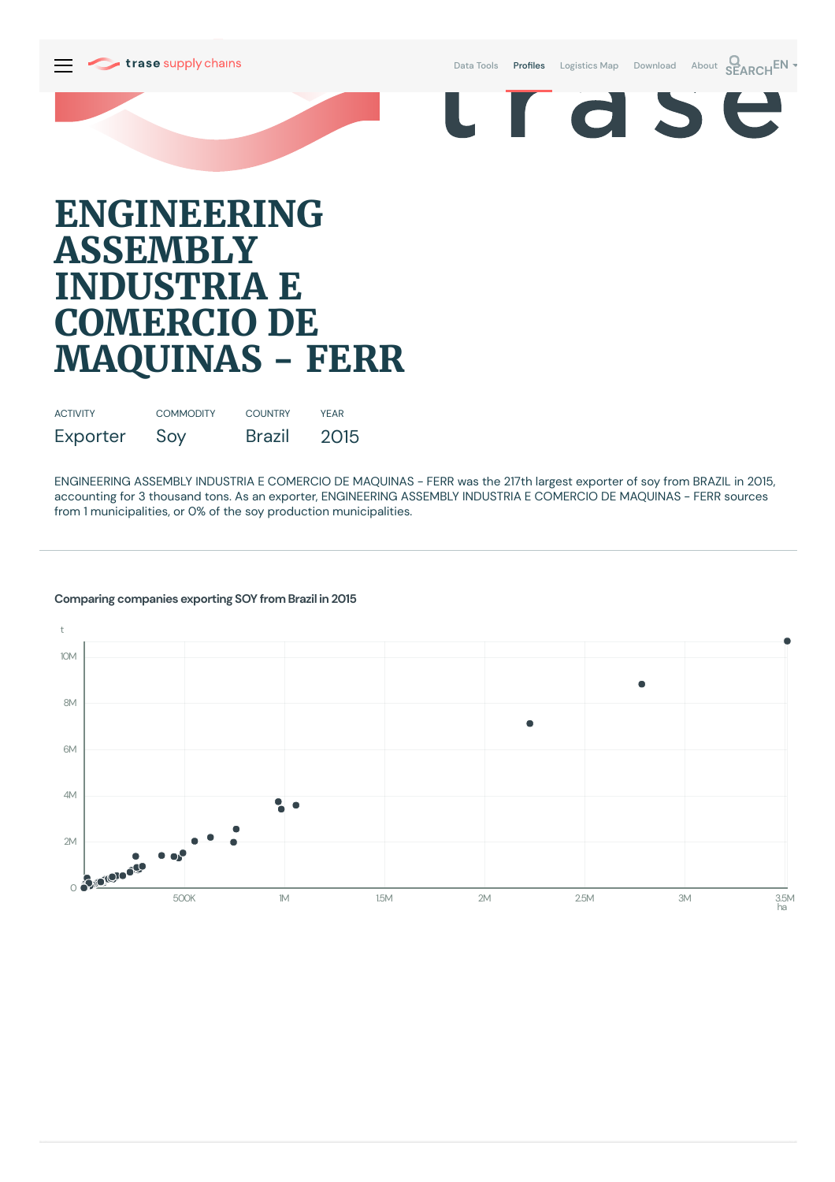# ENGINEERING ASSEMBLY INDUSTRIA E COMERCIO DE MAQUINAS - FERR

| ACTIVITY | COMMODITY | COUNTRY | YEAR |
|---|---|---|---|
| Exporter | Soy | Brazil | 2015 |

ENGINEERING ASSEMBLY INDUSTRIA E COMERCIO DE MAQUINAS - FERR was the 217th largest exporter of soy from BRAZIL in 2015, accounting for 3 thousand tons. As an exporter, ENGINEERING ASSEMBLY INDUSTRIA E COMERCIO DE MAQUINAS - FERR sources from 1 municipalities, or 0% of the soy production municipalities.

## Comparing companies exporting SOY from Brazil in 2015

t

10M

8M

6M

4M

2M

0

500K

1M

1.5M

2M

2.5M

3M

3.5M

ha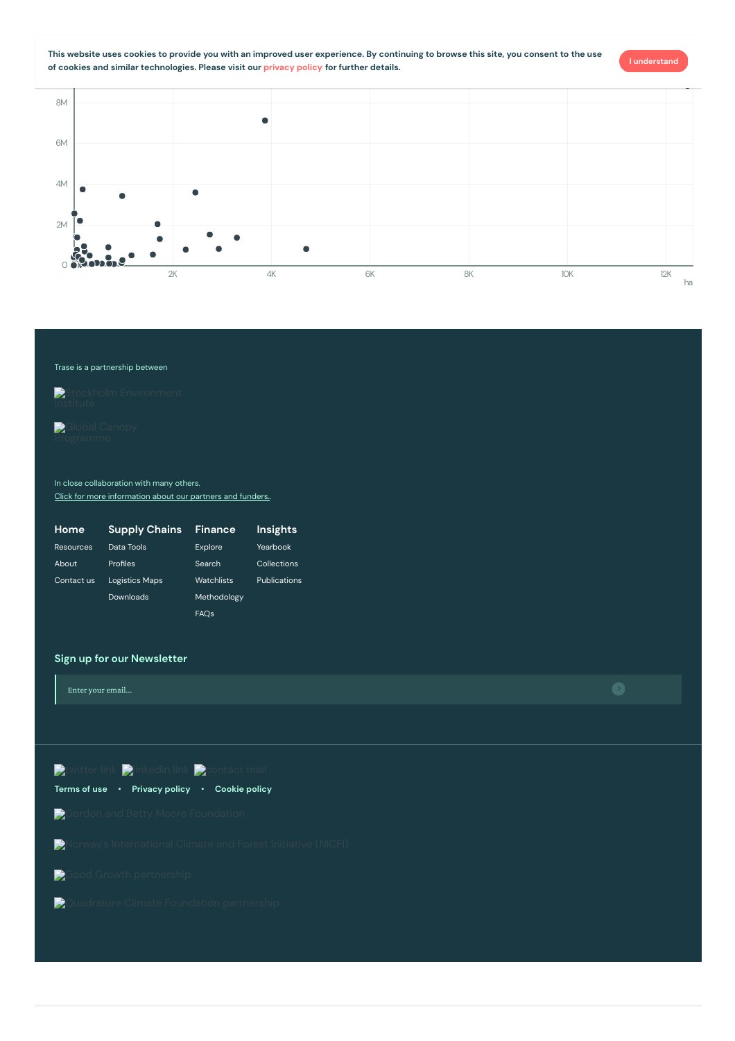This website uses cookies to provide you with an improved user experience. By continuing to browse this site, you consent to the use of cookies and similar technologies. Please visit our privacy policy for further details.

I understand

8M
6M
4M
2M
0
2K
4K
6K
8K
10K
12K
ha

Trase is a partnership between

Stockholm Environment Institute

Global Canopy Programme

In close collaboration with many others.
Click for more information about our partners and funders.

**Home**
- Resources
- About
- Contact us

**Supply Chains**
- Data Tools
- Profiles
- Logistics Maps
- Downloads

**Finance**
- Explore
- Search
- Watchlists
- Methodology
- FAQs

**Insights**
- Yearbook
- Collections
- Publications

## Sign up for our Newsletter

Enter your email...

twitter link linkedin link contact mail

Terms of use • Privacy policy • Cookie policy

Gordon and Betty Moore Foundation

Norway's International Climate and Forest Initiative (NICFI)

Good Growth partnership

Quadrature Climate Foundation partnership